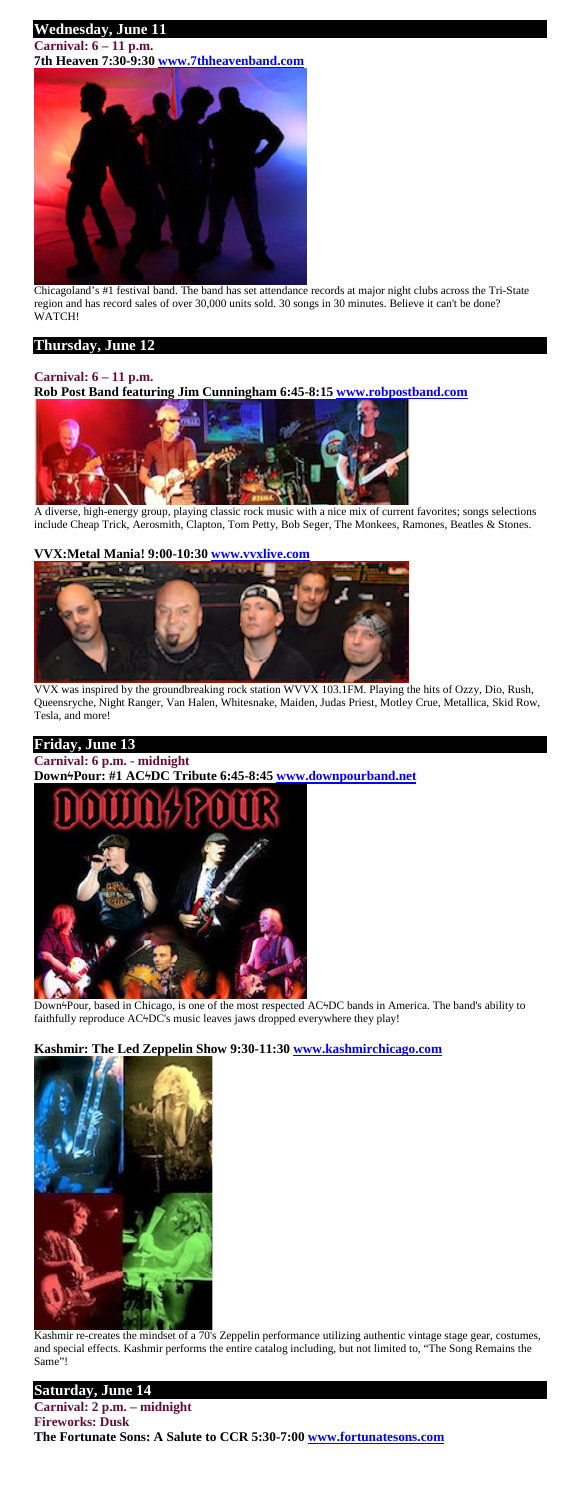## Wednesday, June 11

**Carnival: 6 – 11 p.m.**

**7th Heaven 7:30-9:30 www.7thheavenband.com**

Chicagoland's #1 festival band. The band has set attendance records at major night clubs across the Tri-State region and has record sales of over 30,000 units sold. 30 songs in 30 minutes. Believe it can't be done? WATCH!

## Thursday, June 12

**Carnival: 6 – 11 p.m.**

**Rob Post Band featuring Jim Cunningham 6:45-8:15 www.robpostband.com**

A diverse, high-energy group, playing classic rock music with a nice mix of current favorites; songs selections include Cheap Trick, Aerosmith, Clapton, Tom Petty, Bob Seger, The Monkees, Ramones, Beatles & Stones.

**VVX:Metal Mania! 9:00-10:30 www.vvxlive.com**

VVX was inspired by the groundbreaking rock station WVVX 103.1FM. Playing the hits of Ozzy, Dio, Rush, Queensryche, Night Ranger, Van Halen, Whitesnake, Maiden, Judas Priest, Motley Crue, Metallica, Skid Row, Tesla, and more!

## Friday, June 13

**Carnival: 6 p.m. - midnight**

**Down↯Pour: #1 AC↯DC Tribute 6:45-8:45 www.downpourband.net**

Down↯Pour, based in Chicago, is one of the most respected AC↯DC bands in America. The band's ability to faithfully reproduce AC↯DC's music leaves jaws dropped everywhere they play!

**Kashmir: The Led Zeppelin Show 9:30-11:30 www.kashmirchicago.com**

Kashmir re-creates the mindset of a 70's Zeppelin performance utilizing authentic vintage stage gear, costumes, and special effects. Kashmir performs the entire catalog including, but not limited to, "The Song Remains the Same"!

## Saturday, June 14

**Carnival: 2 p.m. – midnight**

**Fireworks: Dusk**

**The Fortunate Sons: A Salute to CCR 5:30-7:00 www.fortunatesons.com**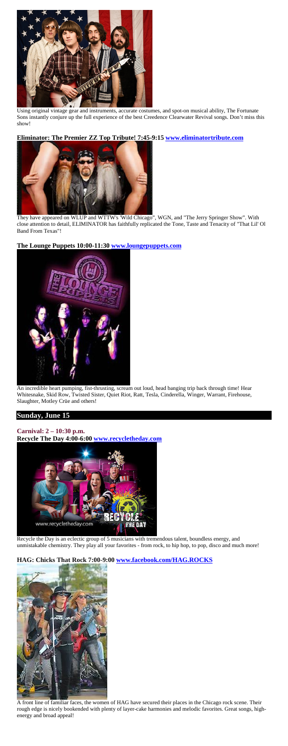Using original vintage gear and instruments, accurate costumes, and spot-on musical ability, The Fortunate Sons instantly conjure up the full experience of the best Creedence Clearwater Revival songs. Don't miss this show!

### Eliminator: The Premier ZZ Top Tribute! 7:45-9:15 www.eliminatortribute.com

They have appeared on WLUP and WTTW's 'Wild Chicago", WGN, and "The Jerry Springer Show". With close attention to detail, ELIMINATOR has faithfully replicated the Tone, Taste and Tenacity of "That Lil' Ol Band From Texas"!

### The Lounge Puppets 10:00-11:30 www.loungepuppets.com

An incredible heart pumping, fist-thrusting, scream out loud, head banging trip back through time! Hear Whitesnake, Skid Row, Twisted Sister, Quiet Riot, Ratt, Tesla, Cinderella, Winger, Warrant, Firehouse, Slaughter, Motley Crüe and others!

## Sunday, June 15

**Carnival: 2 – 10:30 p.m.**

### Recycle The Day 4:00-6:00 www.recycletheday.com

Recycle the Day is an eclectic group of 5 musicians with tremendous talent, boundless energy, and unmistakable chemistry. They play all your favorites - from rock, to hip hop, to pop, disco and much more!

### HAG: Chicks That Rock 7:00-9:00 www.facebook.com/HAG.ROCKS

A front line of familiar faces, the women of HAG have secured their places in the Chicago rock scene. Their rough edge is nicely bookended with plenty of layer-cake harmonies and melodic favorites. Great songs, high-energy and broad appeal!